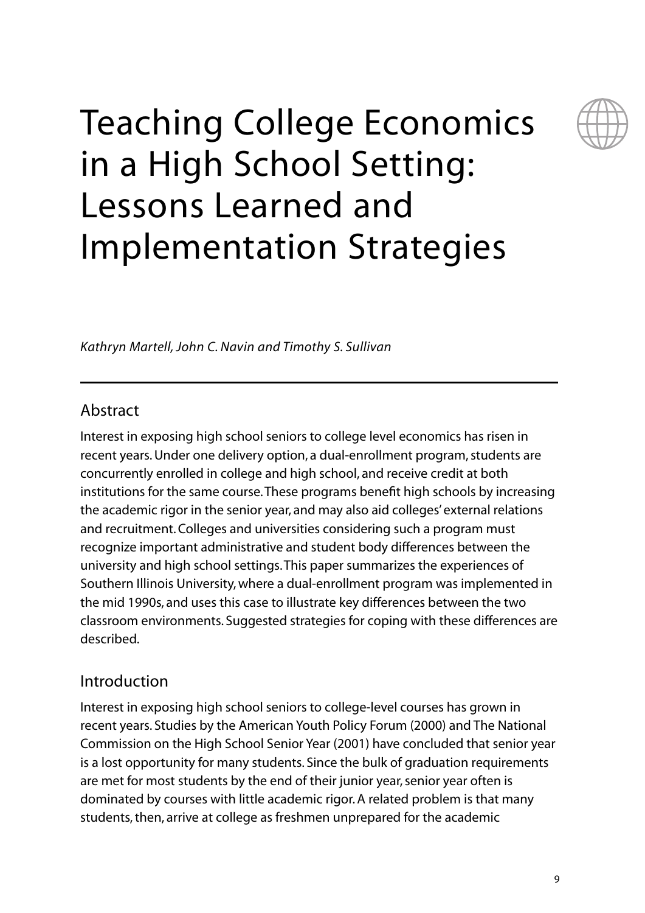# Teaching College Economics in a High School Setting: Lessons Learned and Implementation Strategies

*Kathryn Martell, John C. Navin and Timothy S. Sullivan*

## Abstract

Interest in exposing high school seniors to college level economics has risen in recent years. Under one delivery option, a dual-enrollment program, students are concurrently enrolled in college and high school, and receive credit at both institutions for the same course. These programs benefit high schools by increasing the academic rigor in the senior year, and may also aid colleges' external relations and recruitment. Colleges and universities considering such a program must recognize important administrative and student body differences between the university and high school settings. This paper summarizes the experiences of Southern Illinois University, where a dual-enrollment program was implemented in the mid 1990s, and uses this case to illustrate key differences between the two classroom environments. Suggested strategies for coping with these differences are described.

## Introduction

Interest in exposing high school seniors to college-level courses has grown in recent years. Studies by the American Youth Policy Forum (2000) and The National Commission on the High School Senior Year (2001) have concluded that senior year is a lost opportunity for many students. Since the bulk of graduation requirements are met for most students by the end of their junior year, senior year often is dominated by courses with little academic rigor. A related problem is that many students, then, arrive at college as freshmen unprepared for the academic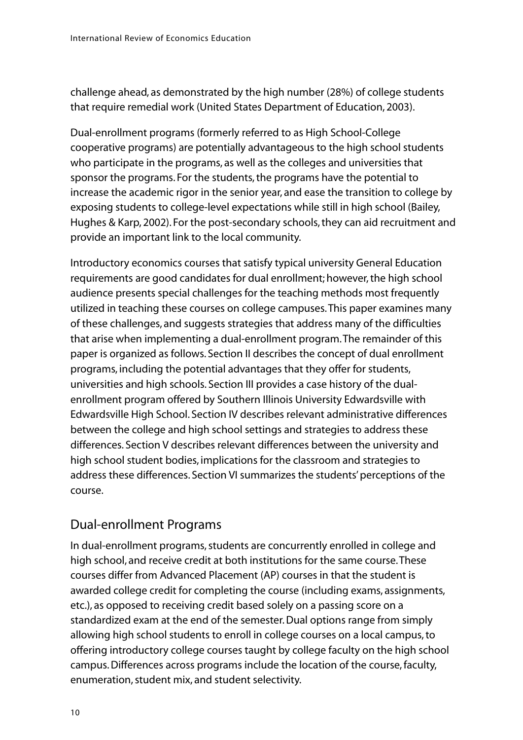challenge ahead, as demonstrated by the high number (28%) of college students that require remedial work (United States Department of Education, 2003).

Dual-enrollment programs (formerly referred to as High School-College cooperative programs) are potentially advantageous to the high school students who participate in the programs, as well as the colleges and universities that sponsor the programs. For the students, the programs have the potential to increase the academic rigor in the senior year, and ease the transition to college by exposing students to college-level expectations while still in high school (Bailey, Hughes & Karp, 2002). For the post-secondary schools, they can aid recruitment and provide an important link to the local community.

Introductory economics courses that satisfy typical university General Education requirements are good candidates for dual enrollment; however, the high school audience presents special challenges for the teaching methods most frequently utilized in teaching these courses on college campuses. This paper examines many of these challenges, and suggests strategies that address many of the difficulties that arise when implementing a dual-enrollment program. The remainder of this paper is organized as follows. Section II describes the concept of dual enrollment programs, including the potential advantages that they offer for students, universities and high schools. Section III provides a case history of the dual-enrollment program offered by Southern Illinois University Edwardsville with Edwardsville High School. Section IV describes relevant administrative differences between the college and high school settings and strategies to address these differences. Section V describes relevant differences between the university and high school student bodies, implications for the classroom and strategies to address these differences. Section VI summarizes the students' perceptions of the course.

## Dual-enrollment Programs

In dual-enrollment programs, students are concurrently enrolled in college and high school, and receive credit at both institutions for the same course. These courses differ from Advanced Placement (AP) courses in that the student is awarded college credit for completing the course (including exams, assignments, etc.), as opposed to receiving credit based solely on a passing score on a standardized exam at the end of the semester. Dual options range from simply allowing high school students to enroll in college courses on a local campus, to offering introductory college courses taught by college faculty on the high school campus. Differences across programs include the location of the course, faculty, enumeration, student mix, and student selectivity.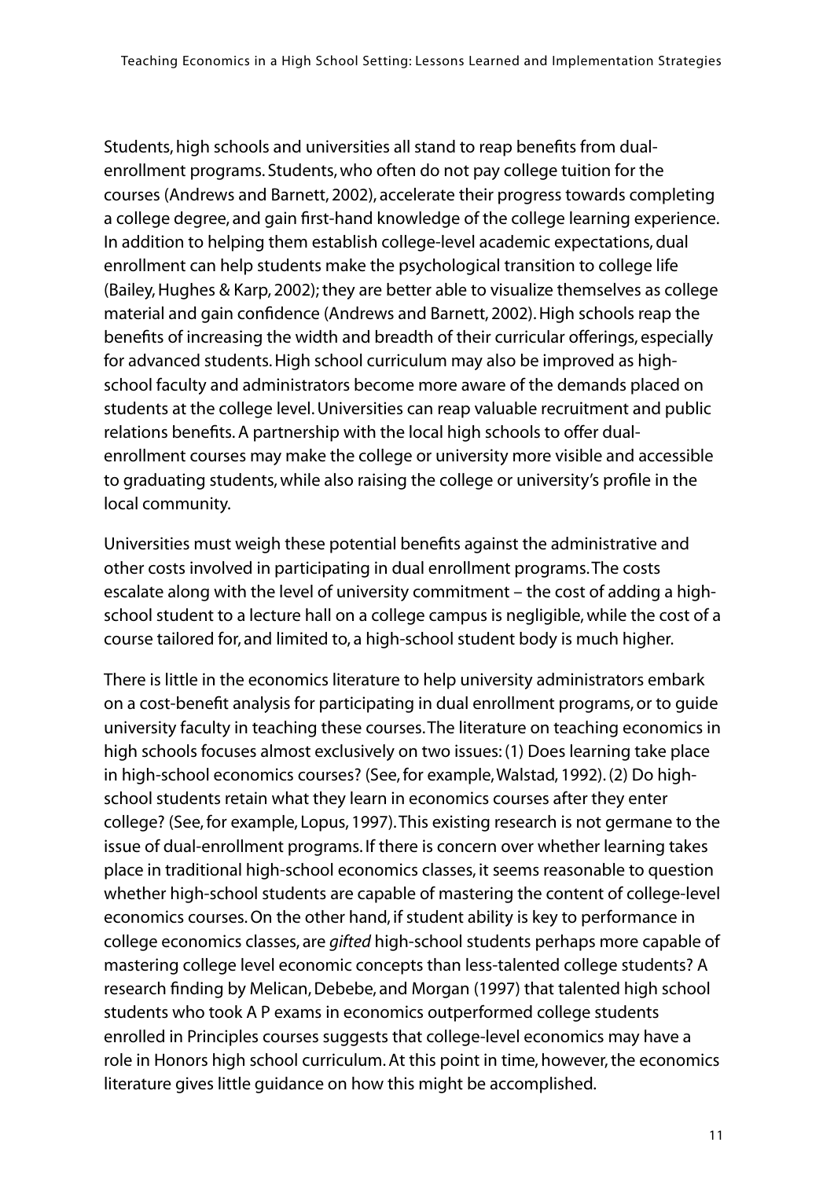Students, high schools and universities all stand to reap benefits from dual-enrollment programs. Students, who often do not pay college tuition for the courses (Andrews and Barnett, 2002), accelerate their progress towards completing a college degree, and gain first-hand knowledge of the college learning experience. In addition to helping them establish college-level academic expectations, dual enrollment can help students make the psychological transition to college life (Bailey, Hughes & Karp, 2002); they are better able to visualize themselves as college material and gain confidence (Andrews and Barnett, 2002). High schools reap the benefits of increasing the width and breadth of their curricular offerings, especially for advanced students. High school curriculum may also be improved as high-school faculty and administrators become more aware of the demands placed on students at the college level. Universities can reap valuable recruitment and public relations benefits. A partnership with the local high schools to offer dual-enrollment courses may make the college or university more visible and accessible to graduating students, while also raising the college or university's profile in the local community.

Universities must weigh these potential benefits against the administrative and other costs involved in participating in dual enrollment programs. The costs escalate along with the level of university commitment – the cost of adding a high-school student to a lecture hall on a college campus is negligible, while the cost of a course tailored for, and limited to, a high-school student body is much higher.

There is little in the economics literature to help university administrators embark on a cost-benefit analysis for participating in dual enrollment programs, or to guide university faculty in teaching these courses. The literature on teaching economics in high schools focuses almost exclusively on two issues: (1) Does learning take place in high-school economics courses? (See, for example, Walstad, 1992). (2) Do high-school students retain what they learn in economics courses after they enter college? (See, for example, Lopus, 1997). This existing research is not germane to the issue of dual-enrollment programs. If there is concern over whether learning takes place in traditional high-school economics classes, it seems reasonable to question whether high-school students are capable of mastering the content of college-level economics courses. On the other hand, if student ability is key to performance in college economics classes, are *gifted* high-school students perhaps more capable of mastering college level economic concepts than less-talented college students? A research finding by Melican, Debebe, and Morgan (1997) that talented high school students who took A P exams in economics outperformed college students enrolled in Principles courses suggests that college-level economics may have a role in Honors high school curriculum. At this point in time, however, the economics literature gives little guidance on how this might be accomplished.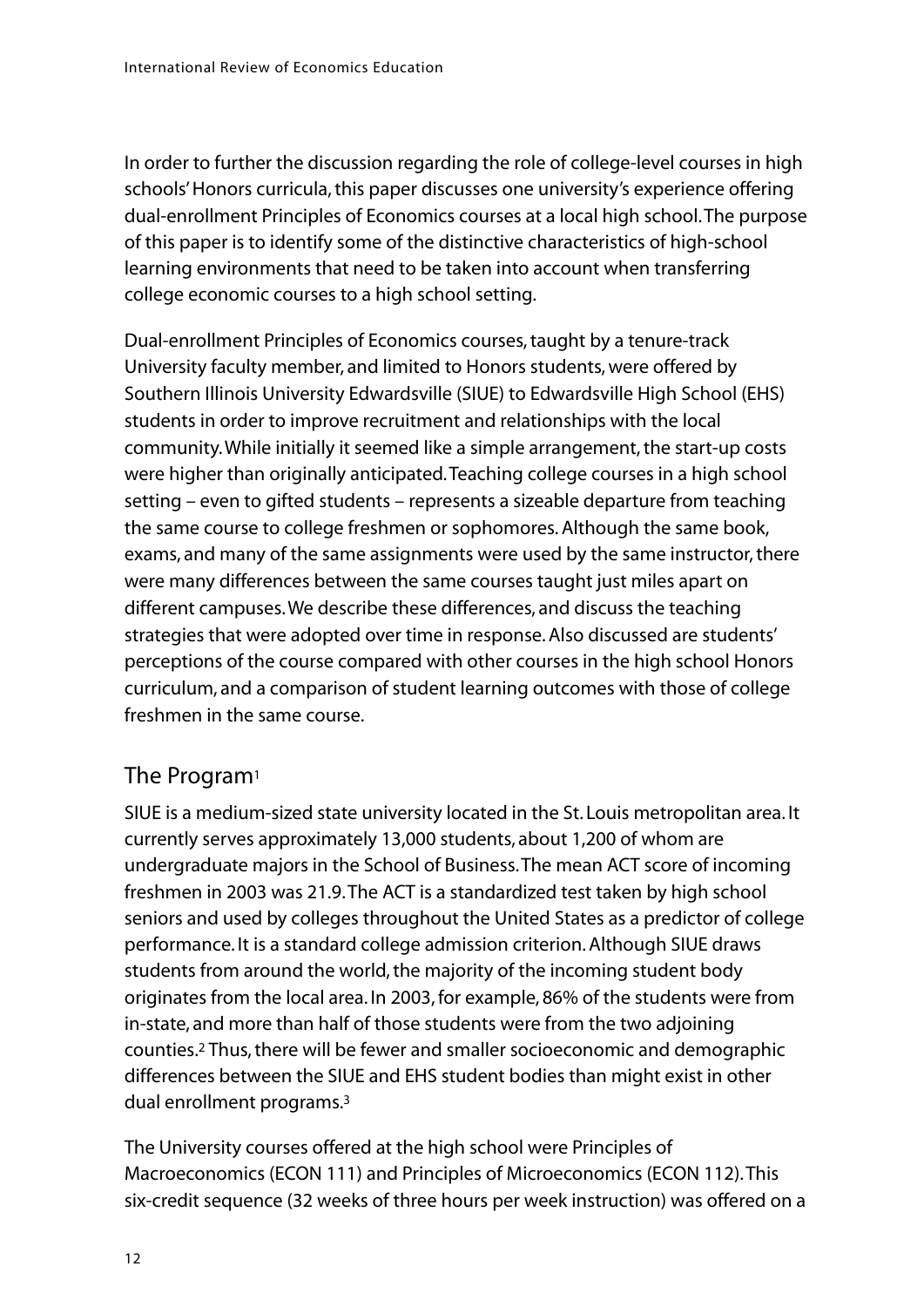In order to further the discussion regarding the role of college-level courses in high schools' Honors curricula, this paper discusses one university's experience offering dual-enrollment Principles of Economics courses at a local high school. The purpose of this paper is to identify some of the distinctive characteristics of high-school learning environments that need to be taken into account when transferring college economic courses to a high school setting.

Dual-enrollment Principles of Economics courses, taught by a tenure-track University faculty member, and limited to Honors students, were offered by Southern Illinois University Edwardsville (SIUE) to Edwardsville High School (EHS) students in order to improve recruitment and relationships with the local community. While initially it seemed like a simple arrangement, the start-up costs were higher than originally anticipated. Teaching college courses in a high school setting – even to gifted students – represents a sizeable departure from teaching the same course to college freshmen or sophomores. Although the same book, exams, and many of the same assignments were used by the same instructor, there were many differences between the same courses taught just miles apart on different campuses. We describe these differences, and discuss the teaching strategies that were adopted over time in response. Also discussed are students' perceptions of the course compared with other courses in the high school Honors curriculum, and a comparison of student learning outcomes with those of college freshmen in the same course.

## The Program[1]

SIUE is a medium-sized state university located in the St. Louis metropolitan area. It currently serves approximately 13,000 students, about 1,200 of whom are undergraduate majors in the School of Business. The mean ACT score of incoming freshmen in 2003 was 21.9. The ACT is a standardized test taken by high school seniors and used by colleges throughout the United States as a predictor of college performance. It is a standard college admission criterion. Although SIUE draws students from around the world, the majority of the incoming student body originates from the local area. In 2003, for example, 86% of the students were from in-state, and more than half of those students were from the two adjoining counties.[2] Thus, there will be fewer and smaller socioeconomic and demographic differences between the SIUE and EHS student bodies than might exist in other dual enrollment programs.[3]

The University courses offered at the high school were Principles of Macroeconomics (ECON 111) and Principles of Microeconomics (ECON 112). This six-credit sequence (32 weeks of three hours per week instruction) was offered on a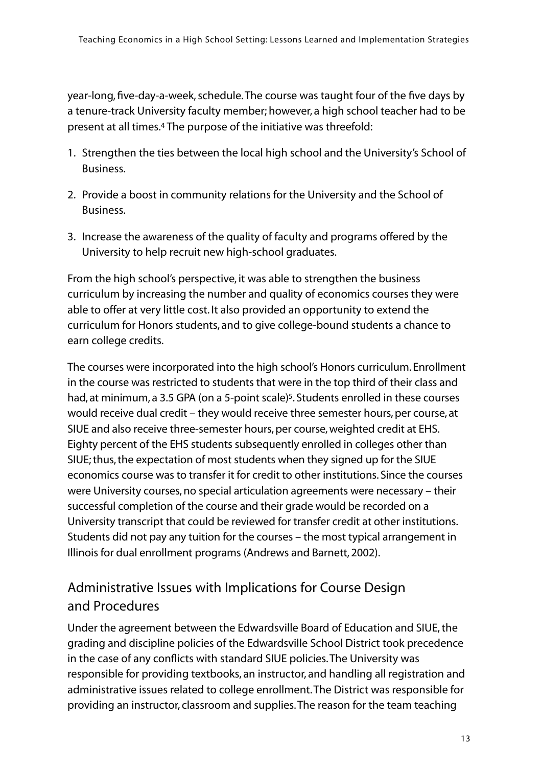year-long, five-day-a-week, schedule. The course was taught four of the five days by a tenure-track University faculty member; however, a high school teacher had to be present at all times.[4] The purpose of the initiative was threefold:

1. Strengthen the ties between the local high school and the University's School of Business.
2. Provide a boost in community relations for the University and the School of Business.
3. Increase the awareness of the quality of faculty and programs offered by the University to help recruit new high-school graduates.

From the high school's perspective, it was able to strengthen the business curriculum by increasing the number and quality of economics courses they were able to offer at very little cost. It also provided an opportunity to extend the curriculum for Honors students, and to give college-bound students a chance to earn college credits.

The courses were incorporated into the high school's Honors curriculum. Enrollment in the course was restricted to students that were in the top third of their class and had, at minimum, a 3.5 GPA (on a 5-point scale)[5]. Students enrolled in these courses would receive dual credit – they would receive three semester hours, per course, at SIUE and also receive three-semester hours, per course, weighted credit at EHS. Eighty percent of the EHS students subsequently enrolled in colleges other than SIUE; thus, the expectation of most students when they signed up for the SIUE economics course was to transfer it for credit to other institutions. Since the courses were University courses, no special articulation agreements were necessary – their successful completion of the course and their grade would be recorded on a University transcript that could be reviewed for transfer credit at other institutions. Students did not pay any tuition for the courses – the most typical arrangement in Illinois for dual enrollment programs (Andrews and Barnett, 2002).

## Administrative Issues with Implications for Course Design and Procedures

Under the agreement between the Edwardsville Board of Education and SIUE, the grading and discipline policies of the Edwardsville School District took precedence in the case of any conflicts with standard SIUE policies. The University was responsible for providing textbooks, an instructor, and handling all registration and administrative issues related to college enrollment. The District was responsible for providing an instructor, classroom and supplies. The reason for the team teaching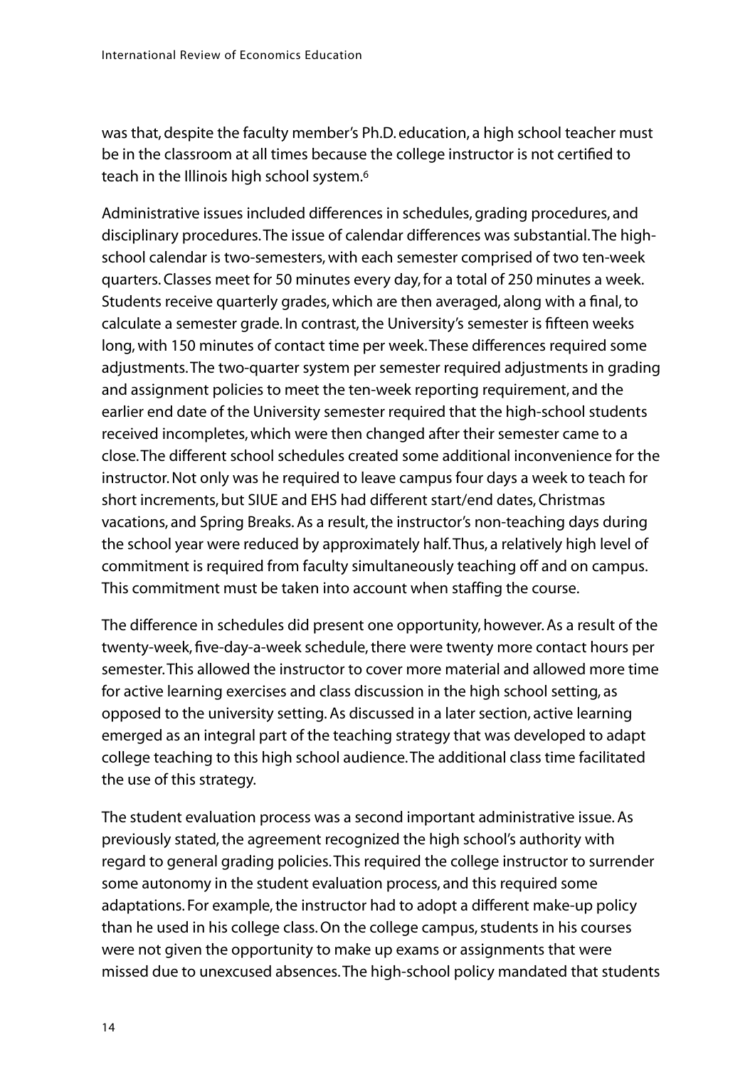was that, despite the faculty member's Ph.D. education, a high school teacher must be in the classroom at all times because the college instructor is not certified to teach in the Illinois high school system.[6]

Administrative issues included differences in schedules, grading procedures, and disciplinary procedures. The issue of calendar differences was substantial. The high-school calendar is two-semesters, with each semester comprised of two ten-week quarters. Classes meet for 50 minutes every day, for a total of 250 minutes a week. Students receive quarterly grades, which are then averaged, along with a final, to calculate a semester grade. In contrast, the University's semester is fifteen weeks long, with 150 minutes of contact time per week. These differences required some adjustments. The two-quarter system per semester required adjustments in grading and assignment policies to meet the ten-week reporting requirement, and the earlier end date of the University semester required that the high-school students received incompletes, which were then changed after their semester came to a close. The different school schedules created some additional inconvenience for the instructor. Not only was he required to leave campus four days a week to teach for short increments, but SIUE and EHS had different start/end dates, Christmas vacations, and Spring Breaks. As a result, the instructor's non-teaching days during the school year were reduced by approximately half. Thus, a relatively high level of commitment is required from faculty simultaneously teaching off and on campus. This commitment must be taken into account when staffing the course.

The difference in schedules did present one opportunity, however. As a result of the twenty-week, five-day-a-week schedule, there were twenty more contact hours per semester. This allowed the instructor to cover more material and allowed more time for active learning exercises and class discussion in the high school setting, as opposed to the university setting. As discussed in a later section, active learning emerged as an integral part of the teaching strategy that was developed to adapt college teaching to this high school audience. The additional class time facilitated the use of this strategy.

The student evaluation process was a second important administrative issue. As previously stated, the agreement recognized the high school's authority with regard to general grading policies. This required the college instructor to surrender some autonomy in the student evaluation process, and this required some adaptations. For example, the instructor had to adopt a different make-up policy than he used in his college class. On the college campus, students in his courses were not given the opportunity to make up exams or assignments that were missed due to unexcused absences. The high-school policy mandated that students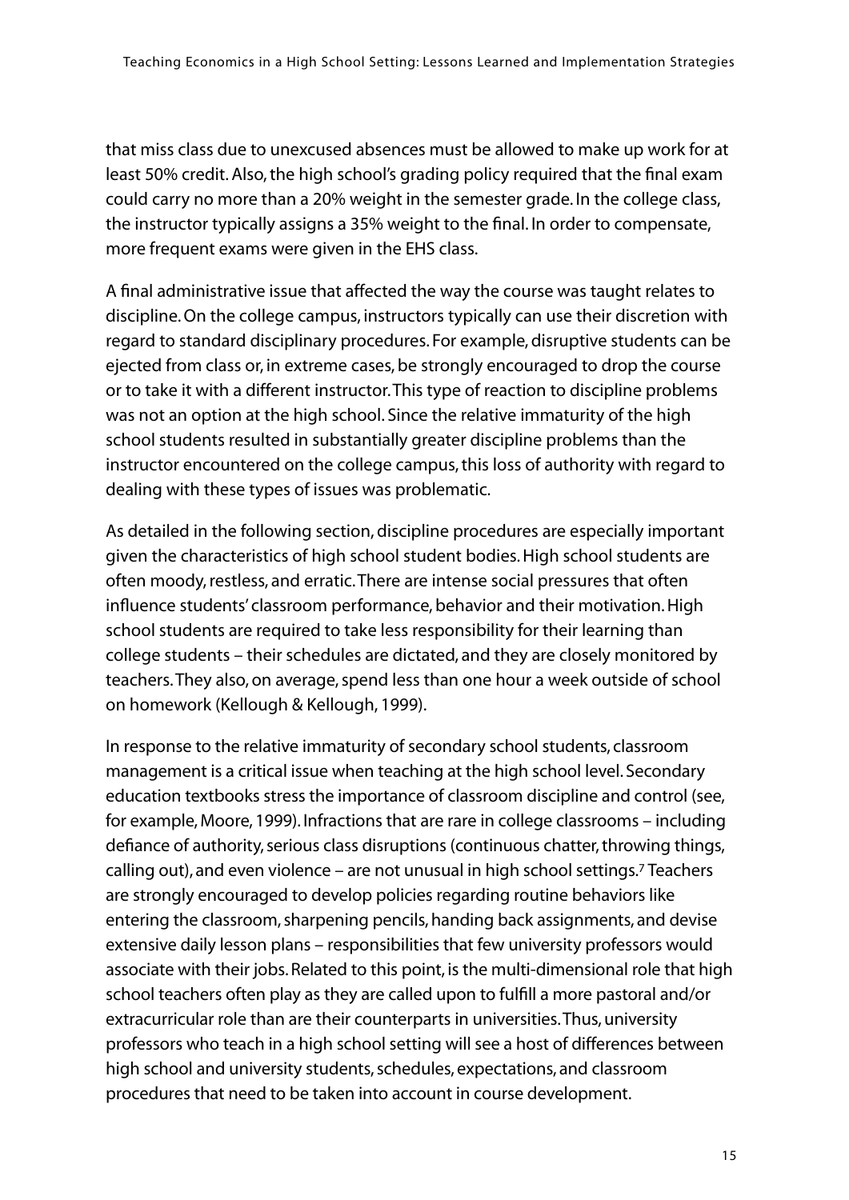that miss class due to unexcused absences must be allowed to make up work for at least 50% credit. Also, the high school's grading policy required that the final exam could carry no more than a 20% weight in the semester grade. In the college class, the instructor typically assigns a 35% weight to the final. In order to compensate, more frequent exams were given in the EHS class.

A final administrative issue that affected the way the course was taught relates to discipline. On the college campus, instructors typically can use their discretion with regard to standard disciplinary procedures. For example, disruptive students can be ejected from class or, in extreme cases, be strongly encouraged to drop the course or to take it with a different instructor. This type of reaction to discipline problems was not an option at the high school. Since the relative immaturity of the high school students resulted in substantially greater discipline problems than the instructor encountered on the college campus, this loss of authority with regard to dealing with these types of issues was problematic.

As detailed in the following section, discipline procedures are especially important given the characteristics of high school student bodies. High school students are often moody, restless, and erratic. There are intense social pressures that often influence students' classroom performance, behavior and their motivation. High school students are required to take less responsibility for their learning than college students – their schedules are dictated, and they are closely monitored by teachers. They also, on average, spend less than one hour a week outside of school on homework (Kellough & Kellough, 1999).

In response to the relative immaturity of secondary school students, classroom management is a critical issue when teaching at the high school level. Secondary education textbooks stress the importance of classroom discipline and control (see, for example, Moore, 1999). Infractions that are rare in college classrooms – including defiance of authority, serious class disruptions (continuous chatter, throwing things, calling out), and even violence – are not unusual in high school settings.[7] Teachers are strongly encouraged to develop policies regarding routine behaviors like entering the classroom, sharpening pencils, handing back assignments, and devise extensive daily lesson plans – responsibilities that few university professors would associate with their jobs. Related to this point, is the multi-dimensional role that high school teachers often play as they are called upon to fulfill a more pastoral and/or extracurricular role than are their counterparts in universities. Thus, university professors who teach in a high school setting will see a host of differences between high school and university students, schedules, expectations, and classroom procedures that need to be taken into account in course development.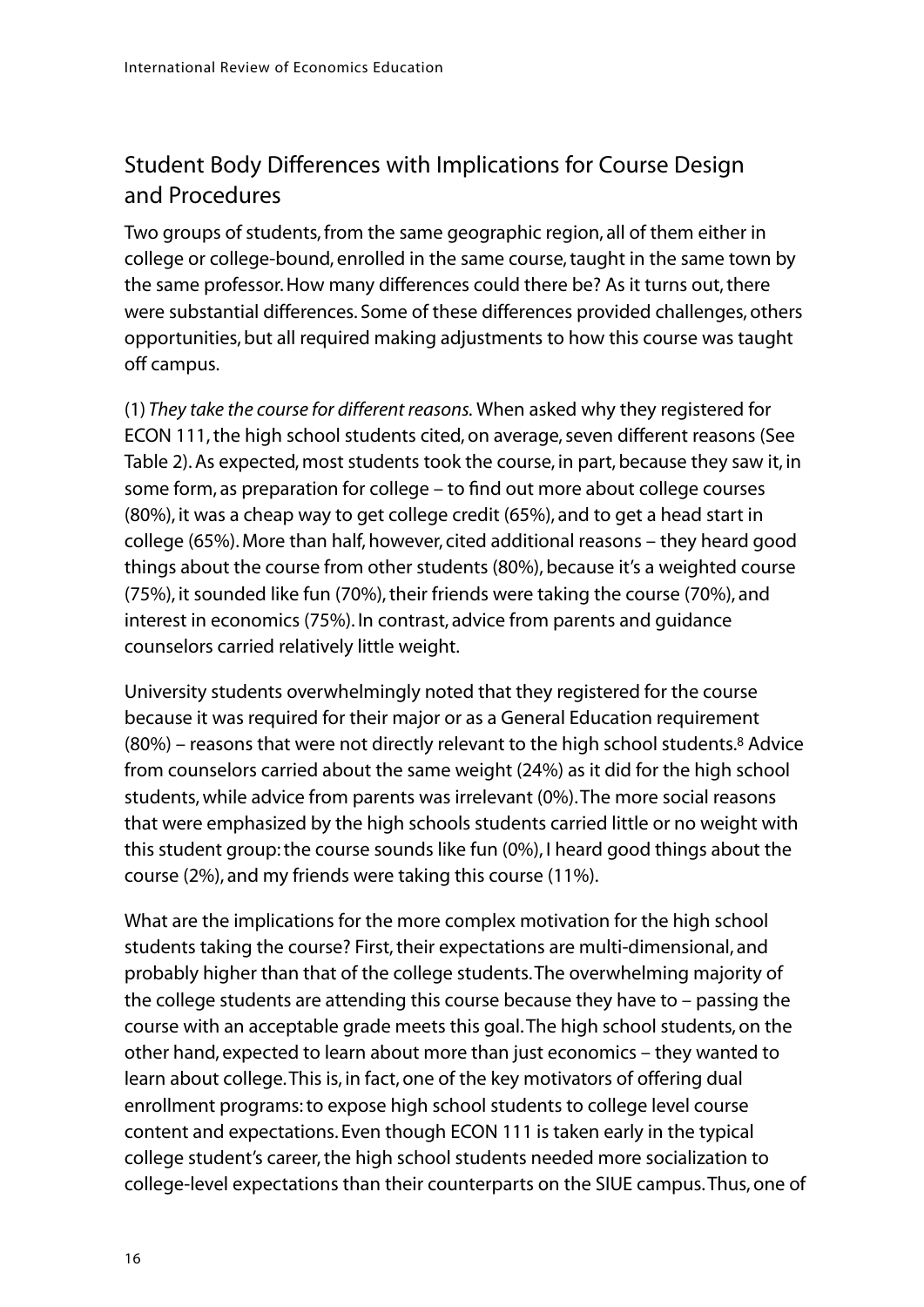## Student Body Differences with Implications for Course Design and Procedures

Two groups of students, from the same geographic region, all of them either in college or college-bound, enrolled in the same course, taught in the same town by the same professor. How many differences could there be? As it turns out, there were substantial differences. Some of these differences provided challenges, others opportunities, but all required making adjustments to how this course was taught off campus.

(1) *They take the course for different reasons.* When asked why they registered for ECON 111, the high school students cited, on average, seven different reasons (See Table 2). As expected, most students took the course, in part, because they saw it, in some form, as preparation for college – to find out more about college courses (80%), it was a cheap way to get college credit (65%), and to get a head start in college (65%). More than half, however, cited additional reasons – they heard good things about the course from other students (80%), because it's a weighted course (75%), it sounded like fun (70%), their friends were taking the course (70%), and interest in economics (75%). In contrast, advice from parents and guidance counselors carried relatively little weight.

University students overwhelmingly noted that they registered for the course because it was required for their major or as a General Education requirement (80%) – reasons that were not directly relevant to the high school students.[8] Advice from counselors carried about the same weight (24%) as it did for the high school students, while advice from parents was irrelevant (0%). The more social reasons that were emphasized by the high schools students carried little or no weight with this student group: the course sounds like fun (0%), I heard good things about the course (2%), and my friends were taking this course (11%).

What are the implications for the more complex motivation for the high school students taking the course? First, their expectations are multi-dimensional, and probably higher than that of the college students. The overwhelming majority of the college students are attending this course because they have to – passing the course with an acceptable grade meets this goal. The high school students, on the other hand, expected to learn about more than just economics – they wanted to learn about college. This is, in fact, one of the key motivators of offering dual enrollment programs: to expose high school students to college level course content and expectations. Even though ECON 111 is taken early in the typical college student's career, the high school students needed more socialization to college-level expectations than their counterparts on the SIUE campus. Thus, one of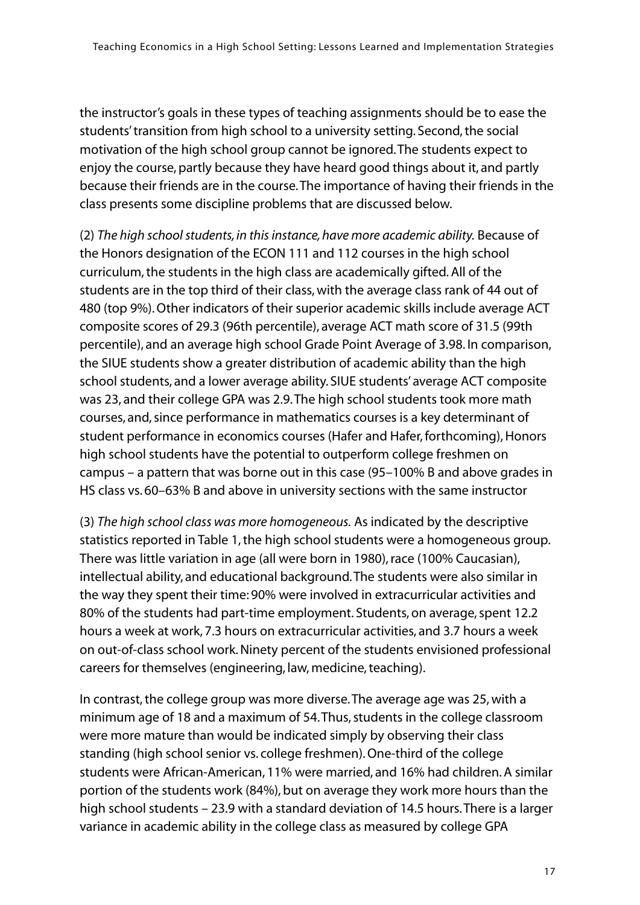the instructor's goals in these types of teaching assignments should be to ease the students' transition from high school to a university setting. Second, the social motivation of the high school group cannot be ignored. The students expect to enjoy the course, partly because they have heard good things about it, and partly because their friends are in the course. The importance of having their friends in the class presents some discipline problems that are discussed below.

(2) *The high school students, in this instance, have more academic ability.* Because of the Honors designation of the ECON 111 and 112 courses in the high school curriculum, the students in the high class are academically gifted. All of the students are in the top third of their class, with the average class rank of 44 out of 480 (top 9%). Other indicators of their superior academic skills include average ACT composite scores of 29.3 (96th percentile), average ACT math score of 31.5 (99th percentile), and an average high school Grade Point Average of 3.98. In comparison, the SIUE students show a greater distribution of academic ability than the high school students, and a lower average ability. SIUE students' average ACT composite was 23, and their college GPA was 2.9. The high school students took more math courses, and, since performance in mathematics courses is a key determinant of student performance in economics courses (Hafer and Hafer, forthcoming), Honors high school students have the potential to outperform college freshmen on campus – a pattern that was borne out in this case (95–100% B and above grades in HS class vs. 60–63% B and above in university sections with the same instructor

(3) *The high school class was more homogeneous.* As indicated by the descriptive statistics reported in Table 1, the high school students were a homogeneous group. There was little variation in age (all were born in 1980), race (100% Caucasian), intellectual ability, and educational background. The students were also similar in the way they spent their time: 90% were involved in extracurricular activities and 80% of the students had part-time employment. Students, on average, spent 12.2 hours a week at work, 7.3 hours on extracurricular activities, and 3.7 hours a week on out-of-class school work. Ninety percent of the students envisioned professional careers for themselves (engineering, law, medicine, teaching).

In contrast, the college group was more diverse. The average age was 25, with a minimum age of 18 and a maximum of 54. Thus, students in the college classroom were more mature than would be indicated simply by observing their class standing (high school senior vs. college freshmen). One-third of the college students were African-American, 11% were married, and 16% had children. A similar portion of the students work (84%), but on average they work more hours than the high school students – 23.9 with a standard deviation of 14.5 hours. There is a larger variance in academic ability in the college class as measured by college GPA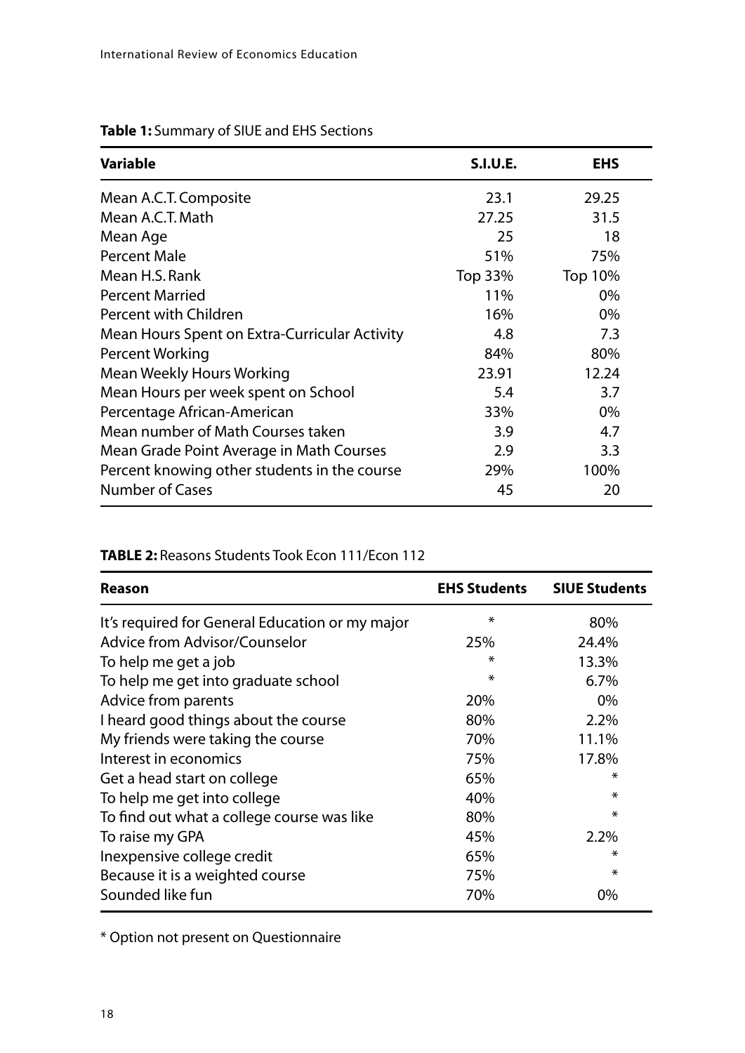**Table 1:** Summary of SIUE and EHS Sections

| Variable | S.I.U.E. | EHS |
|---|---|---|
| Mean A.C.T. Composite | 23.1 | 29.25 |
| Mean A.C.T. Math | 27.25 | 31.5 |
| Mean Age | 25 | 18 |
| Percent Male | 51% | 75% |
| Mean H.S. Rank | Top 33% | Top 10% |
| Percent Married | 11% | 0% |
| Percent with Children | 16% | 0% |
| Mean Hours Spent on Extra-Curricular Activity | 4.8 | 7.3 |
| Percent Working | 84% | 80% |
| Mean Weekly Hours Working | 23.91 | 12.24 |
| Mean Hours per week spent on School | 5.4 | 3.7 |
| Percentage African-American | 33% | 0% |
| Mean number of Math Courses taken | 3.9 | 4.7 |
| Mean Grade Point Average in Math Courses | 2.9 | 3.3 |
| Percent knowing other students in the course | 29% | 100% |
| Number of Cases | 45 | 20 |

**TABLE 2:** Reasons Students Took Econ 111/Econ 112

| Reason | EHS Students | SIUE Students |
|---|---|---|
| It's required for General Education or my major | * | 80% |
| Advice from Advisor/Counselor | 25% | 24.4% |
| To help me get a job | * | 13.3% |
| To help me get into graduate school | * | 6.7% |
| Advice from parents | 20% | 0% |
| I heard good things about the course | 80% | 2.2% |
| My friends were taking the course | 70% | 11.1% |
| Interest in economics | 75% | 17.8% |
| Get a head start on college | 65% | * |
| To help me get into college | 40% | * |
| To find out what a college course was like | 80% | * |
| To raise my GPA | 45% | 2.2% |
| Inexpensive college credit | 65% | * |
| Because it is a weighted course | 75% | * |
| Sounded like fun | 70% | 0% |

* Option not present on Questionnaire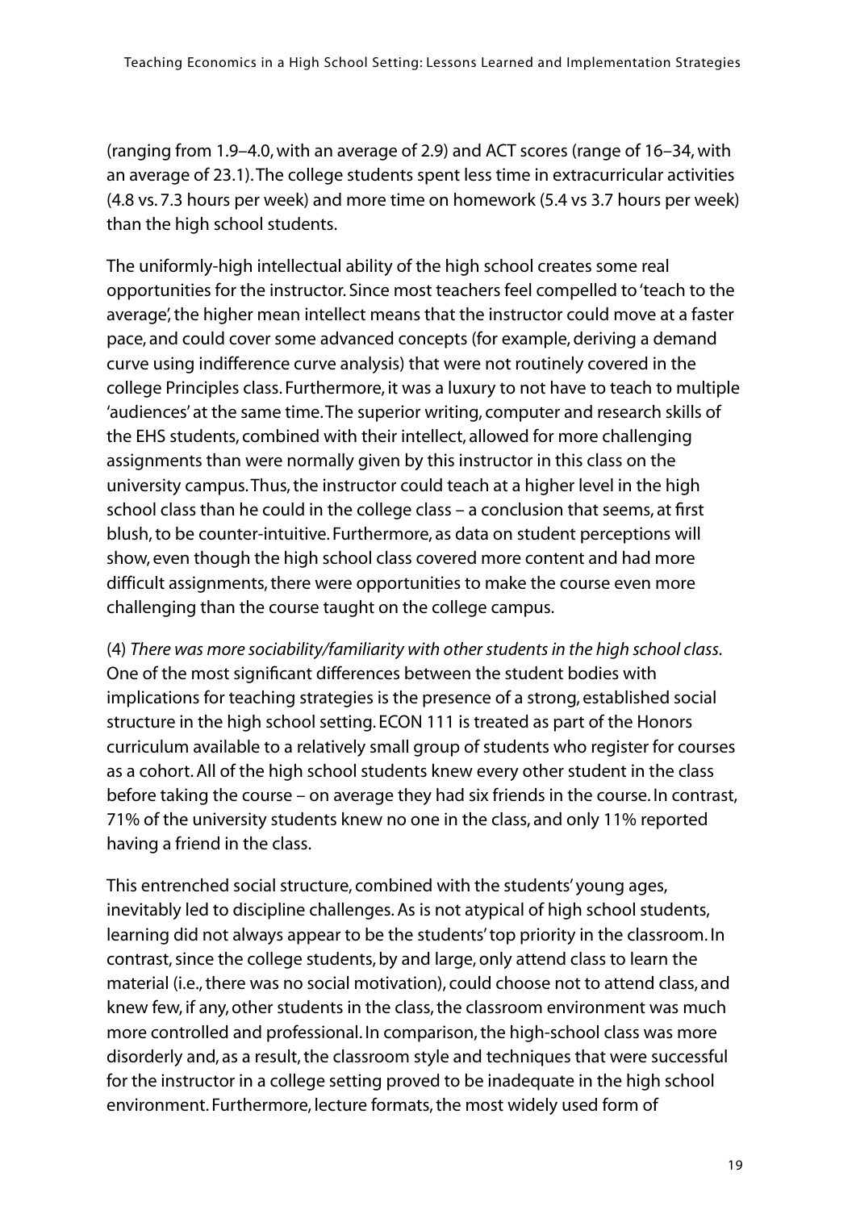(ranging from 1.9–4.0, with an average of 2.9) and ACT scores (range of 16–34, with an average of 23.1). The college students spent less time in extracurricular activities (4.8 vs. 7.3 hours per week) and more time on homework (5.4 vs 3.7 hours per week) than the high school students.

The uniformly-high intellectual ability of the high school creates some real opportunities for the instructor. Since most teachers feel compelled to 'teach to the average', the higher mean intellect means that the instructor could move at a faster pace, and could cover some advanced concepts (for example, deriving a demand curve using indifference curve analysis) that were not routinely covered in the college Principles class. Furthermore, it was a luxury to not have to teach to multiple 'audiences' at the same time. The superior writing, computer and research skills of the EHS students, combined with their intellect, allowed for more challenging assignments than were normally given by this instructor in this class on the university campus. Thus, the instructor could teach at a higher level in the high school class than he could in the college class – a conclusion that seems, at first blush, to be counter-intuitive. Furthermore, as data on student perceptions will show, even though the high school class covered more content and had more difficult assignments, there were opportunities to make the course even more challenging than the course taught on the college campus.

(4) *There was more sociability/familiarity with other students in the high school class.* One of the most significant differences between the student bodies with implications for teaching strategies is the presence of a strong, established social structure in the high school setting. ECON 111 is treated as part of the Honors curriculum available to a relatively small group of students who register for courses as a cohort. All of the high school students knew every other student in the class before taking the course – on average they had six friends in the course. In contrast, 71% of the university students knew no one in the class, and only 11% reported having a friend in the class.

This entrenched social structure, combined with the students' young ages, inevitably led to discipline challenges. As is not atypical of high school students, learning did not always appear to be the students' top priority in the classroom. In contrast, since the college students, by and large, only attend class to learn the material (i.e., there was no social motivation), could choose not to attend class, and knew few, if any, other students in the class, the classroom environment was much more controlled and professional. In comparison, the high-school class was more disorderly and, as a result, the classroom style and techniques that were successful for the instructor in a college setting proved to be inadequate in the high school environment. Furthermore, lecture formats, the most widely used form of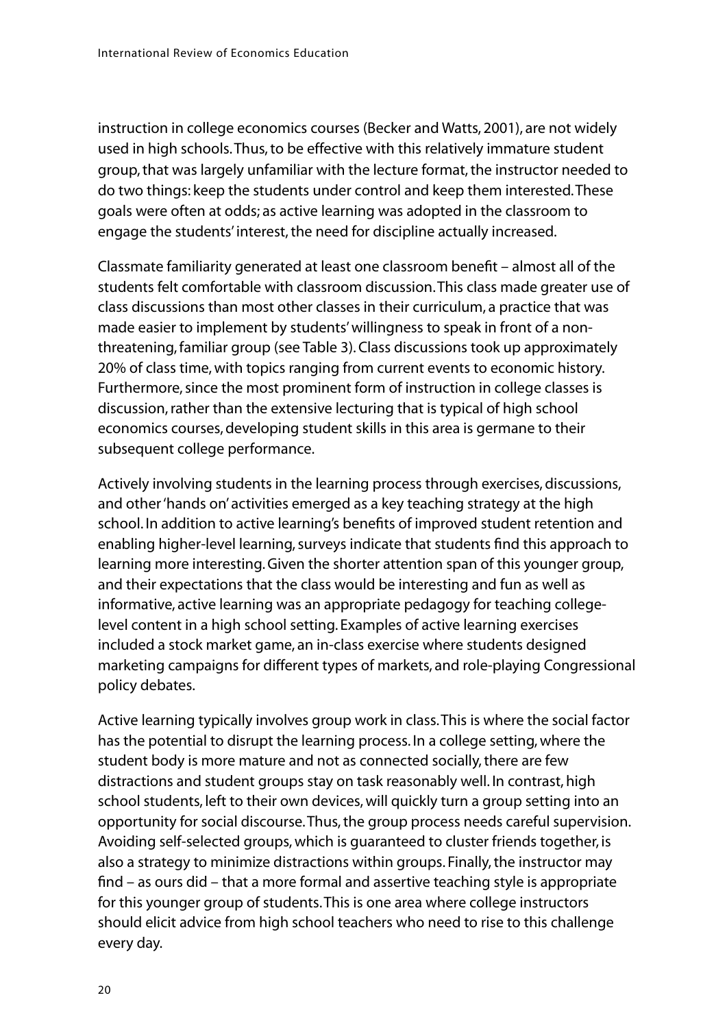instruction in college economics courses (Becker and Watts, 2001), are not widely used in high schools. Thus, to be effective with this relatively immature student group, that was largely unfamiliar with the lecture format, the instructor needed to do two things: keep the students under control and keep them interested. These goals were often at odds; as active learning was adopted in the classroom to engage the students' interest, the need for discipline actually increased.

Classmate familiarity generated at least one classroom benefit – almost all of the students felt comfortable with classroom discussion. This class made greater use of class discussions than most other classes in their curriculum, a practice that was made easier to implement by students' willingness to speak in front of a non-threatening, familiar group (see Table 3). Class discussions took up approximately 20% of class time, with topics ranging from current events to economic history. Furthermore, since the most prominent form of instruction in college classes is discussion, rather than the extensive lecturing that is typical of high school economics courses, developing student skills in this area is germane to their subsequent college performance.

Actively involving students in the learning process through exercises, discussions, and other 'hands on' activities emerged as a key teaching strategy at the high school. In addition to active learning's benefits of improved student retention and enabling higher-level learning, surveys indicate that students find this approach to learning more interesting. Given the shorter attention span of this younger group, and their expectations that the class would be interesting and fun as well as informative, active learning was an appropriate pedagogy for teaching college-level content in a high school setting. Examples of active learning exercises included a stock market game, an in-class exercise where students designed marketing campaigns for different types of markets, and role-playing Congressional policy debates.

Active learning typically involves group work in class. This is where the social factor has the potential to disrupt the learning process. In a college setting, where the student body is more mature and not as connected socially, there are few distractions and student groups stay on task reasonably well. In contrast, high school students, left to their own devices, will quickly turn a group setting into an opportunity for social discourse. Thus, the group process needs careful supervision. Avoiding self-selected groups, which is guaranteed to cluster friends together, is also a strategy to minimize distractions within groups. Finally, the instructor may find – as ours did – that a more formal and assertive teaching style is appropriate for this younger group of students. This is one area where college instructors should elicit advice from high school teachers who need to rise to this challenge every day.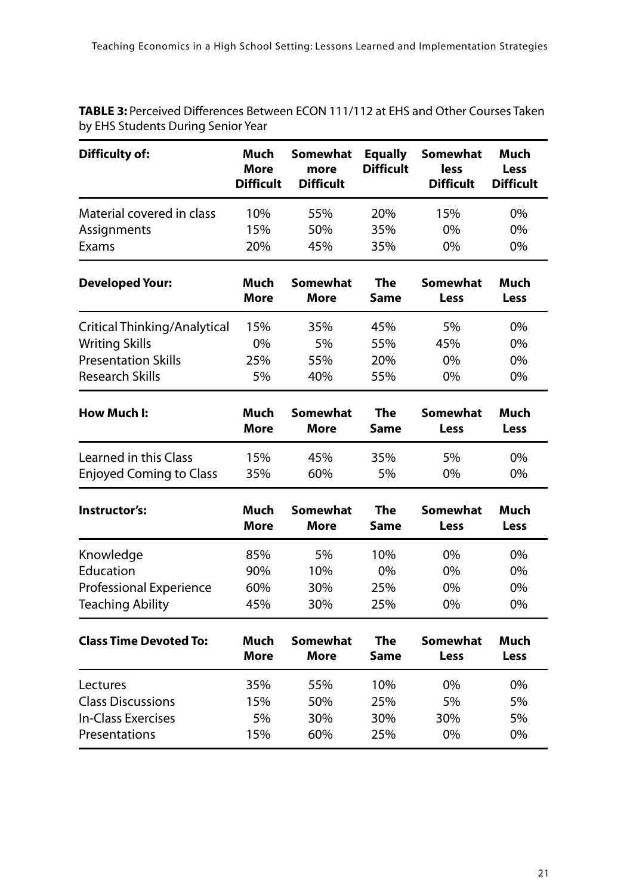**TABLE 3:** Perceived Differences Between ECON 111/112 at EHS and Other Courses Taken by EHS Students During Senior Year

| Difficulty of: | Much More Difficult | Somewhat more Difficult | Equally Difficult | Somewhat less Difficult | Much Less Difficult |
|---|---|---|---|---|---|
| Material covered in class | 10% | 55% | 20% | 15% | 0% |
| Assignments | 15% | 50% | 35% | 0% | 0% |
| Exams | 20% | 45% | 35% | 0% | 0% |
| **Developed Your:** | **Much More** | **Somewhat More** | **The Same** | **Somewhat Less** | **Much Less** |
| Critical Thinking/Analytical | 15% | 35% | 45% | 5% | 0% |
| Writing Skills | 0% | 5% | 55% | 45% | 0% |
| Presentation Skills | 25% | 55% | 20% | 0% | 0% |
| Research Skills | 5% | 40% | 55% | 0% | 0% |
| **How Much I:** | **Much More** | **Somewhat More** | **The Same** | **Somewhat Less** | **Much Less** |
| Learned in this Class | 15% | 45% | 35% | 5% | 0% |
| Enjoyed Coming to Class | 35% | 60% | 5% | 0% | 0% |
| **Instructor's:** | **Much More** | **Somewhat More** | **The Same** | **Somewhat Less** | **Much Less** |
| Knowledge | 85% | 5% | 10% | 0% | 0% |
| Education | 90% | 10% | 0% | 0% | 0% |
| Professional Experience | 60% | 30% | 25% | 0% | 0% |
| Teaching Ability | 45% | 30% | 25% | 0% | 0% |
| **Class Time Devoted To:** | **Much More** | **Somewhat More** | **The Same** | **Somewhat Less** | **Much Less** |
| Lectures | 35% | 55% | 10% | 0% | 0% |
| Class Discussions | 15% | 50% | 25% | 5% | 5% |
| In-Class Exercises | 5% | 30% | 30% | 30% | 5% |
| Presentations | 15% | 60% | 25% | 0% | 0% |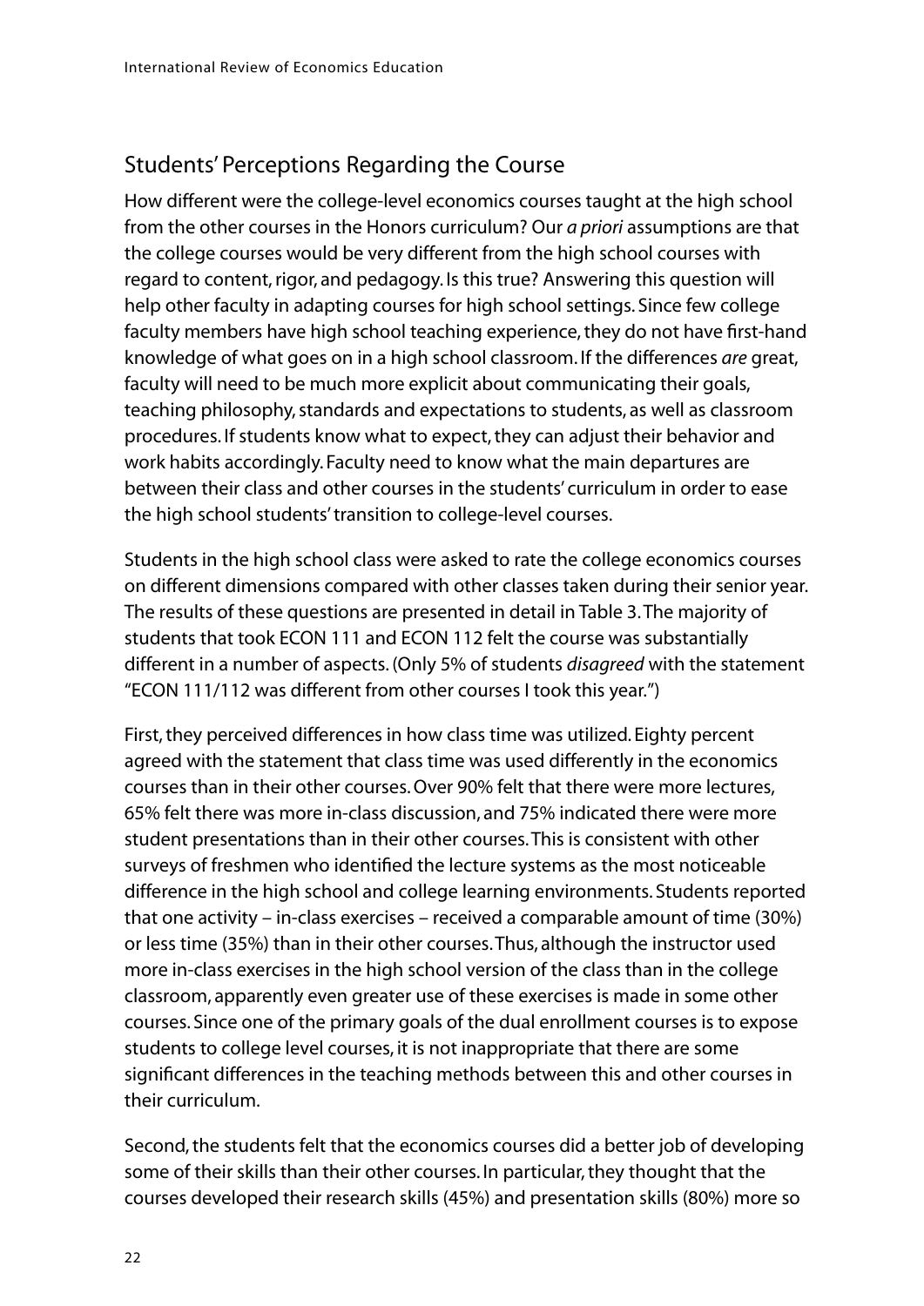## Students' Perceptions Regarding the Course

How different were the college-level economics courses taught at the high school from the other courses in the Honors curriculum? Our *a priori* assumptions are that the college courses would be very different from the high school courses with regard to content, rigor, and pedagogy. Is this true? Answering this question will help other faculty in adapting courses for high school settings. Since few college faculty members have high school teaching experience, they do not have first-hand knowledge of what goes on in a high school classroom. If the differences *are* great, faculty will need to be much more explicit about communicating their goals, teaching philosophy, standards and expectations to students, as well as classroom procedures. If students know what to expect, they can adjust their behavior and work habits accordingly. Faculty need to know what the main departures are between their class and other courses in the students' curriculum in order to ease the high school students' transition to college-level courses.

Students in the high school class were asked to rate the college economics courses on different dimensions compared with other classes taken during their senior year. The results of these questions are presented in detail in Table 3. The majority of students that took ECON 111 and ECON 112 felt the course was substantially different in a number of aspects. (Only 5% of students *disagreed* with the statement "ECON 111/112 was different from other courses I took this year.")

First, they perceived differences in how class time was utilized. Eighty percent agreed with the statement that class time was used differently in the economics courses than in their other courses. Over 90% felt that there were more lectures, 65% felt there was more in-class discussion, and 75% indicated there were more student presentations than in their other courses. This is consistent with other surveys of freshmen who identified the lecture systems as the most noticeable difference in the high school and college learning environments. Students reported that one activity – in-class exercises – received a comparable amount of time (30%) or less time (35%) than in their other courses. Thus, although the instructor used more in-class exercises in the high school version of the class than in the college classroom, apparently even greater use of these exercises is made in some other courses. Since one of the primary goals of the dual enrollment courses is to expose students to college level courses, it is not inappropriate that there are some significant differences in the teaching methods between this and other courses in their curriculum.

Second, the students felt that the economics courses did a better job of developing some of their skills than their other courses. In particular, they thought that the courses developed their research skills (45%) and presentation skills (80%) more so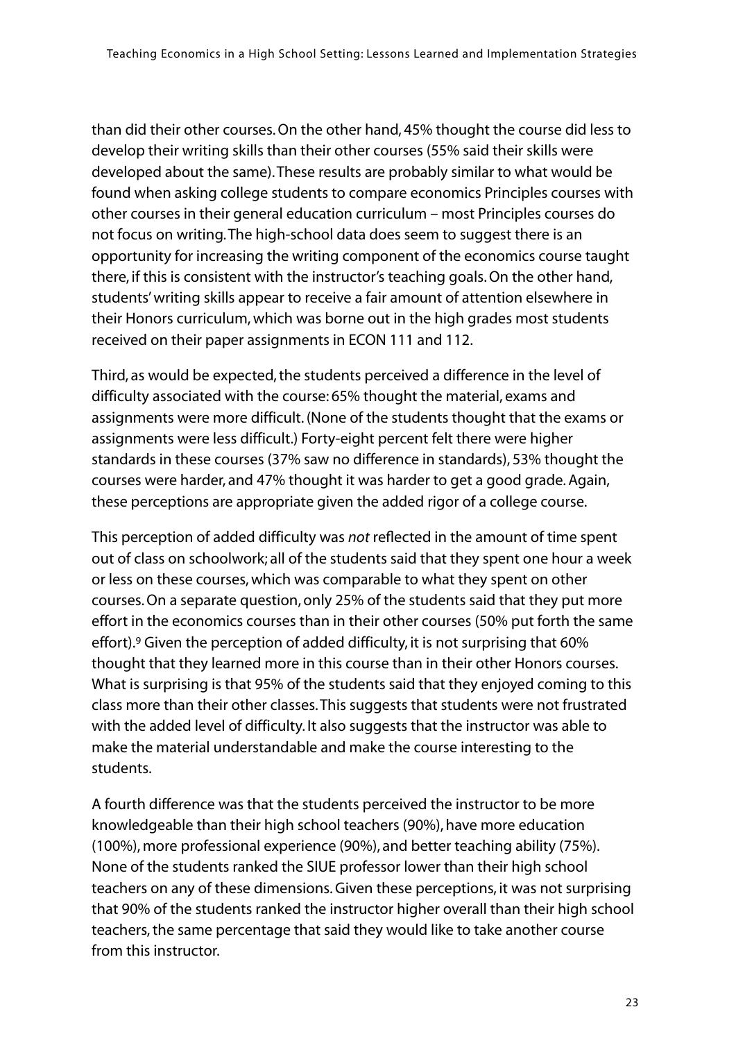than did their other courses. On the other hand, 45% thought the course did less to develop their writing skills than their other courses (55% said their skills were developed about the same). These results are probably similar to what would be found when asking college students to compare economics Principles courses with other courses in their general education curriculum – most Principles courses do not focus on writing. The high-school data does seem to suggest there is an opportunity for increasing the writing component of the economics course taught there, if this is consistent with the instructor's teaching goals. On the other hand, students' writing skills appear to receive a fair amount of attention elsewhere in their Honors curriculum, which was borne out in the high grades most students received on their paper assignments in ECON 111 and 112.

Third, as would be expected, the students perceived a difference in the level of difficulty associated with the course: 65% thought the material, exams and assignments were more difficult. (None of the students thought that the exams or assignments were less difficult.) Forty-eight percent felt there were higher standards in these courses (37% saw no difference in standards), 53% thought the courses were harder, and 47% thought it was harder to get a good grade. Again, these perceptions are appropriate given the added rigor of a college course.

This perception of added difficulty was *not* reflected in the amount of time spent out of class on schoolwork; all of the students said that they spent one hour a week or less on these courses, which was comparable to what they spent on other courses. On a separate question, only 25% of the students said that they put more effort in the economics courses than in their other courses (50% put forth the same effort).[9] Given the perception of added difficulty, it is not surprising that 60% thought that they learned more in this course than in their other Honors courses. What is surprising is that 95% of the students said that they enjoyed coming to this class more than their other classes. This suggests that students were not frustrated with the added level of difficulty. It also suggests that the instructor was able to make the material understandable and make the course interesting to the students.

A fourth difference was that the students perceived the instructor to be more knowledgeable than their high school teachers (90%), have more education (100%), more professional experience (90%), and better teaching ability (75%). None of the students ranked the SIUE professor lower than their high school teachers on any of these dimensions. Given these perceptions, it was not surprising that 90% of the students ranked the instructor higher overall than their high school teachers, the same percentage that said they would like to take another course from this instructor.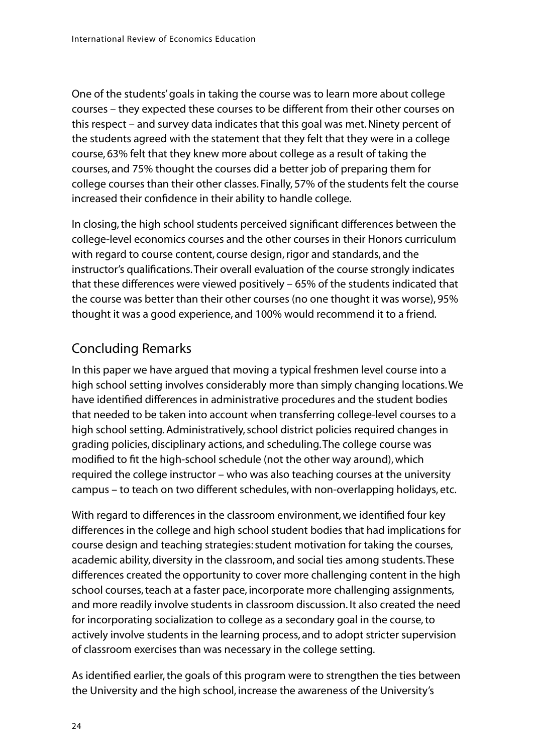One of the students' goals in taking the course was to learn more about college courses – they expected these courses to be different from their other courses on this respect – and survey data indicates that this goal was met. Ninety percent of the students agreed with the statement that they felt that they were in a college course, 63% felt that they knew more about college as a result of taking the courses, and 75% thought the courses did a better job of preparing them for college courses than their other classes. Finally, 57% of the students felt the course increased their confidence in their ability to handle college.

In closing, the high school students perceived significant differences between the college-level economics courses and the other courses in their Honors curriculum with regard to course content, course design, rigor and standards, and the instructor's qualifications. Their overall evaluation of the course strongly indicates that these differences were viewed positively – 65% of the students indicated that the course was better than their other courses (no one thought it was worse), 95% thought it was a good experience, and 100% would recommend it to a friend.

## Concluding Remarks

In this paper we have argued that moving a typical freshmen level course into a high school setting involves considerably more than simply changing locations. We have identified differences in administrative procedures and the student bodies that needed to be taken into account when transferring college-level courses to a high school setting. Administratively, school district policies required changes in grading policies, disciplinary actions, and scheduling. The college course was modified to fit the high-school schedule (not the other way around), which required the college instructor – who was also teaching courses at the university campus – to teach on two different schedules, with non-overlapping holidays, etc.

With regard to differences in the classroom environment, we identified four key differences in the college and high school student bodies that had implications for course design and teaching strategies: student motivation for taking the courses, academic ability, diversity in the classroom, and social ties among students. These differences created the opportunity to cover more challenging content in the high school courses, teach at a faster pace, incorporate more challenging assignments, and more readily involve students in classroom discussion. It also created the need for incorporating socialization to college as a secondary goal in the course, to actively involve students in the learning process, and to adopt stricter supervision of classroom exercises than was necessary in the college setting.

As identified earlier, the goals of this program were to strengthen the ties between the University and the high school, increase the awareness of the University's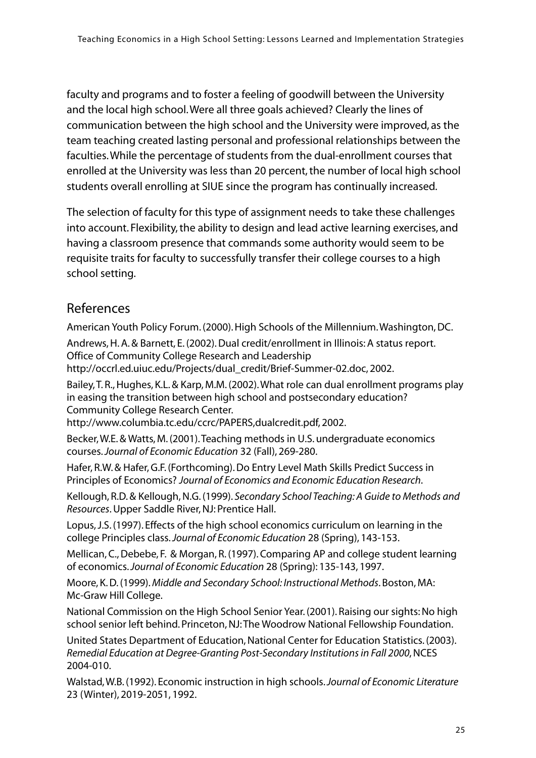faculty and programs and to foster a feeling of goodwill between the University and the local high school. Were all three goals achieved? Clearly the lines of communication between the high school and the University were improved, as the team teaching created lasting personal and professional relationships between the faculties. While the percentage of students from the dual-enrollment courses that enrolled at the University was less than 20 percent, the number of local high school students overall enrolling at SIUE since the program has continually increased.

The selection of faculty for this type of assignment needs to take these challenges into account. Flexibility, the ability to design and lead active learning exercises, and having a classroom presence that commands some authority would seem to be requisite traits for faculty to successfully transfer their college courses to a high school setting.

## References

American Youth Policy Forum. (2000). High Schools of the Millennium. Washington, DC.

Andrews, H. A. & Barnett, E. (2002). Dual credit/enrollment in Illinois: A status report. Office of Community College Research and Leadership http://occrl.ed.uiuc.edu/Projects/dual_credit/Brief-Summer-02.doc, 2002.

Bailey, T. R., Hughes, K.L. & Karp, M.M. (2002). What role can dual enrollment programs play in easing the transition between high school and postsecondary education? Community College Research Center. http://www.columbia.tc.edu/ccrc/PAPERS,dualcredit.pdf, 2002.

Becker, W.E. & Watts, M. (2001). Teaching methods in U.S. undergraduate economics courses. *Journal of Economic Education* 32 (Fall), 269-280.

Hafer, R.W. & Hafer, G.F. (Forthcoming). Do Entry Level Math Skills Predict Success in Principles of Economics? *Journal of Economics and Economic Education Research*.

Kellough, R.D. & Kellough, N.G. (1999). *Secondary School Teaching: A Guide to Methods and Resources*. Upper Saddle River, NJ: Prentice Hall.

Lopus, J.S. (1997). Effects of the high school economics curriculum on learning in the college Principles class. *Journal of Economic Education* 28 (Spring), 143-153.

Mellican, C., Debebe, F. & Morgan, R. (1997). Comparing AP and college student learning of economics. *Journal of Economic Education* 28 (Spring): 135-143, 1997.

Moore, K. D. (1999). *Middle and Secondary School: Instructional Methods*. Boston, MA: Mc-Graw Hill College.

National Commission on the High School Senior Year. (2001). Raising our sights: No high school senior left behind. Princeton, NJ: The Woodrow National Fellowship Foundation.

United States Department of Education, National Center for Education Statistics. (2003). *Remedial Education at Degree-Granting Post-Secondary Institutions in Fall 2000*, NCES 2004-010.

Walstad, W.B. (1992). Economic instruction in high schools. *Journal of Economic Literature* 23 (Winter), 2019-2051, 1992.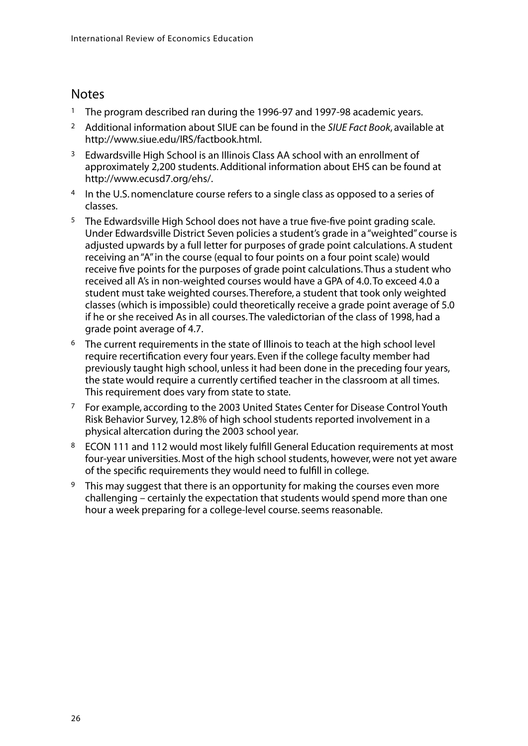## Notes

1. The program described ran during the 1996-97 and 1997-98 academic years.
2. Additional information about SIUE can be found in the *SIUE Fact Book*, available at http://www.siue.edu/IRS/factbook.html.
3. Edwardsville High School is an Illinois Class AA school with an enrollment of approximately 2,200 students. Additional information about EHS can be found at http://www.ecusd7.org/ehs/.
4. In the U.S. nomenclature course refers to a single class as opposed to a series of classes.
5. The Edwardsville High School does not have a true five-five point grading scale. Under Edwardsville District Seven policies a student's grade in a "weighted" course is adjusted upwards by a full letter for purposes of grade point calculations. A student receiving an "A" in the course (equal to four points on a four point scale) would receive five points for the purposes of grade point calculations. Thus a student who received all A's in non-weighted courses would have a GPA of 4.0. To exceed 4.0 a student must take weighted courses. Therefore, a student that took only weighted classes (which is impossible) could theoretically receive a grade point average of 5.0 if he or she received As in all courses. The valedictorian of the class of 1998, had a grade point average of 4.7.
6. The current requirements in the state of Illinois to teach at the high school level require recertification every four years. Even if the college faculty member had previously taught high school, unless it had been done in the preceding four years, the state would require a currently certified teacher in the classroom at all times. This requirement does vary from state to state.
7. For example, according to the 2003 United States Center for Disease Control Youth Risk Behavior Survey, 12.8% of high school students reported involvement in a physical altercation during the 2003 school year.
8. ECON 111 and 112 would most likely fulfill General Education requirements at most four-year universities. Most of the high school students, however, were not yet aware of the specific requirements they would need to fulfill in college.
9. This may suggest that there is an opportunity for making the courses even more challenging – certainly the expectation that students would spend more than one hour a week preparing for a college-level course. seems reasonable.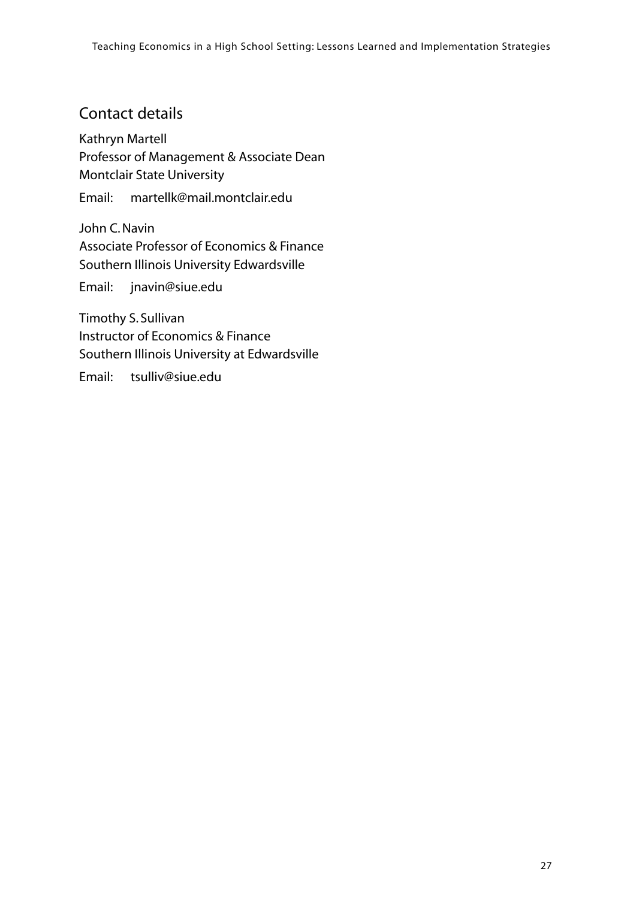## Contact details

Kathryn Martell  
Professor of Management & Associate Dean  
Montclair State University

Email: martellk@mail.montclair.edu

John C. Navin  
Associate Professor of Economics & Finance  
Southern Illinois University Edwardsville

Email: jnavin@siue.edu

Timothy S. Sullivan  
Instructor of Economics & Finance  
Southern Illinois University at Edwardsville

Email: tsulliv@siue.edu